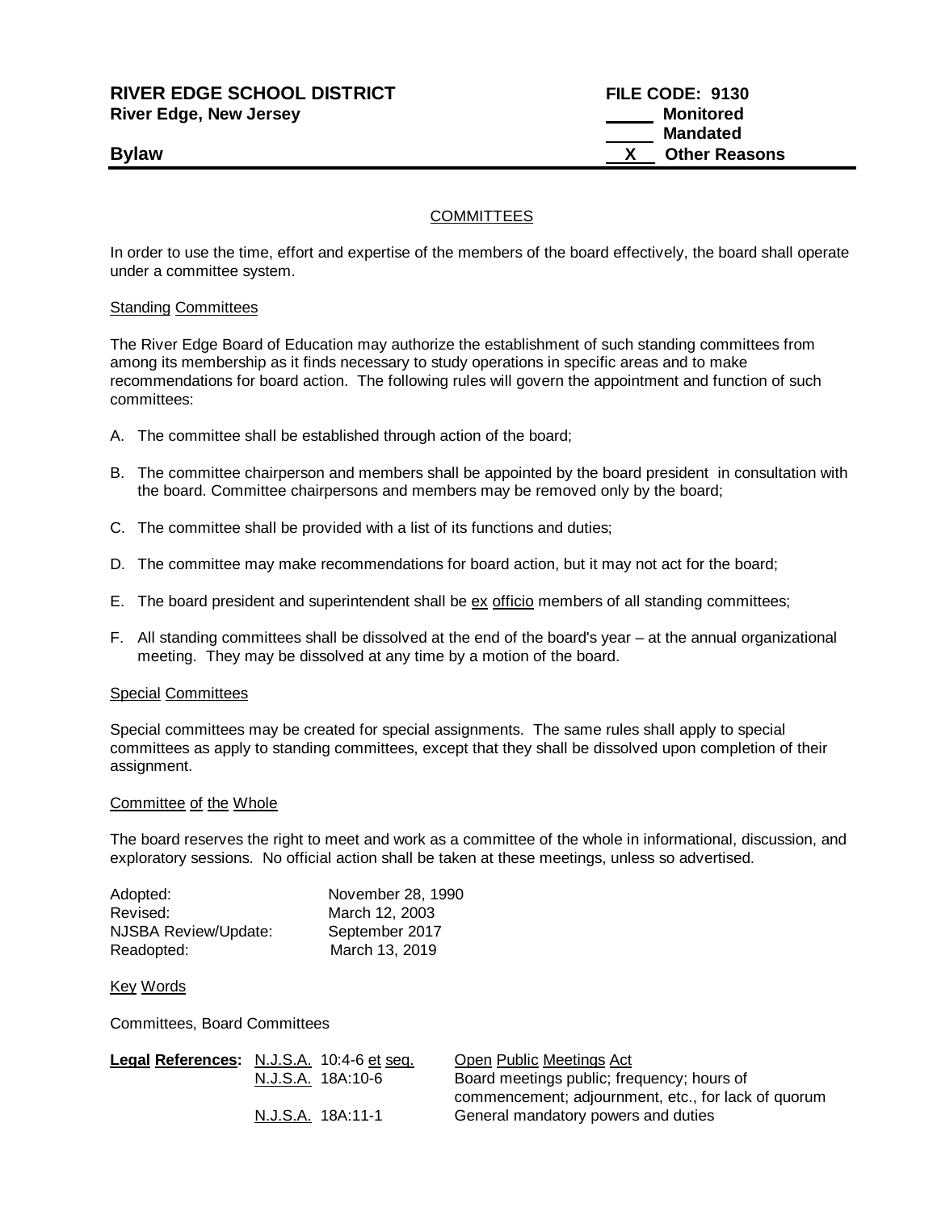**RIVER EDGE SCHOOL DISTRICT** **FILE CODE: 9130**
**River Edge, New Jersey**

_____ **Monitored**
_____ **Mandated**
__X__ **Other Reasons**

**Bylaw**

# COMMITTEES

In order to use the time, effort and expertise of the members of the board effectively, the board shall operate under a committee system.

## Standing Committees

The River Edge Board of Education may authorize the establishment of such standing committees from among its membership as it finds necessary to study operations in specific areas and to make recommendations for board action. The following rules will govern the appointment and function of such committees:

A. The committee shall be established through action of the board;

B. The committee chairperson and members shall be appointed by the board president in consultation with the board. Committee chairpersons and members may be removed only by the board;

C. The committee shall be provided with a list of its functions and duties;

D. The committee may make recommendations for board action, but it may not act for the board;

E. The board president and superintendent shall be ex officio members of all standing committees;

F. All standing committees shall be dissolved at the end of the board's year – at the annual organizational meeting. They may be dissolved at any time by a motion of the board.

## Special Committees

Special committees may be created for special assignments. The same rules shall apply to special committees as apply to standing committees, except that they shall be dissolved upon completion of their assignment.

## Committee of the Whole

The board reserves the right to meet and work as a committee of the whole in informational, discussion, and exploratory sessions. No official action shall be taken at these meetings, unless so advertised.

| | |
|---|---|
| Adopted: | November 28, 1990 |
| Revised: | March 12, 2003 |
| NJSBA Review/Update: | September 2017 |
| Readopted: | March 13, 2019 |

## Key Words

Committees, Board Committees

| **Legal References:** | | |
|---|---|---|
| | N.J.S.A. 10:4-6 et seq. | Open Public Meetings Act |
| | N.J.S.A. 18A:10-6 | Board meetings public; frequency; hours of commencement; adjournment, etc., for lack of quorum |
| | N.J.S.A. 18A:11-1 | General mandatory powers and duties |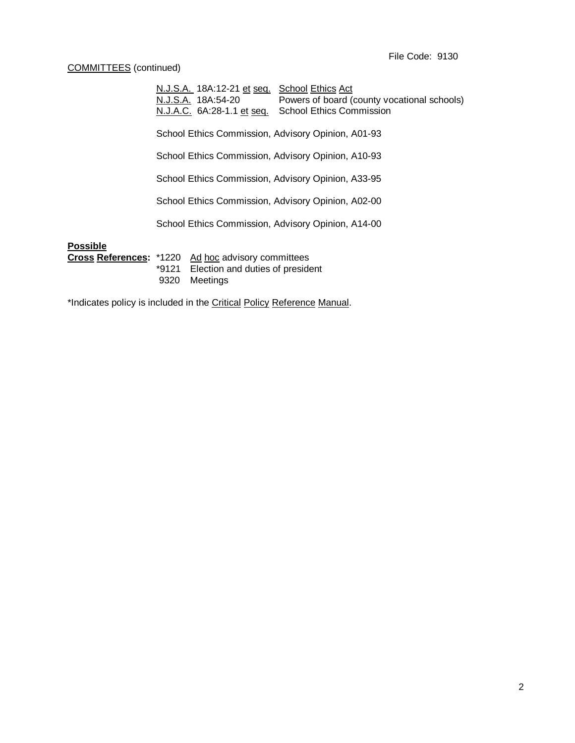File Code: 9130

COMMITTEES (continued)

| | |
|---|---|
| N.J.S.A. 18A:12-21 et seq. | School Ethics Act |
| N.J.S.A. 18A:54-20 | Powers of board (county vocational schools) |
| N.J.A.C. 6A:28-1.1 et seq. | School Ethics Commission |

School Ethics Commission, Advisory Opinion, A01-93

School Ethics Commission, Advisory Opinion, A10-93

School Ethics Commission, Advisory Opinion, A33-95

School Ethics Commission, Advisory Opinion, A02-00

School Ethics Commission, Advisory Opinion, A14-00

**Possible Cross References:**

*1220 Ad hoc advisory committees
*9121 Election and duties of president
9320 Meetings

*Indicates policy is included in the Critical Policy Reference Manual.